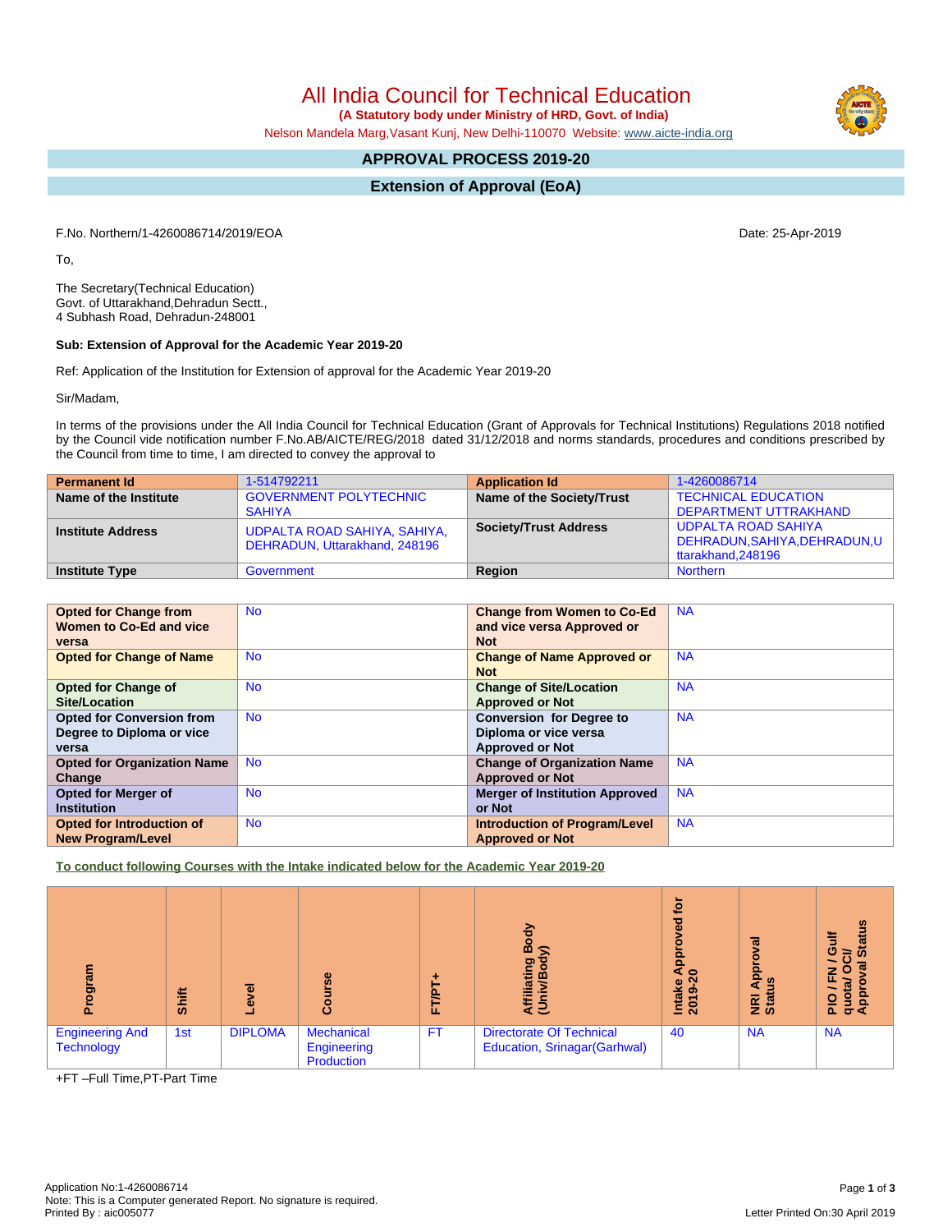# All India Council for Technical Education

**(A Statutory body under Ministry of HRD, Govt. of India)**

Nelson Mandela Marg,Vasant Kunj, New Delhi-110070 Website: www.aicte-india.org

## APPROVAL PROCESS 2019-20

## Extension of Approval (EoA)

F.No. Northern/1-4260086714/2019/EOA

Date: 25-Apr-2019

To,

The Secretary(Technical Education)
Govt. of Uttarakhand,Dehradun Sectt.,
4 Subhash Road, Dehradun-248001

**Sub: Extension of Approval for the Academic Year 2019-20**

Ref: Application of the Institution for Extension of approval for the Academic Year 2019-20

Sir/Madam,

In terms of the provisions under the All India Council for Technical Education (Grant of Approvals for Technical Institutions) Regulations 2018 notified by the Council vide notification number F.No.AB/AICTE/REG/2018 dated 31/12/2018 and norms standards, procedures and conditions prescribed by the Council from time to time, I am directed to convey the approval to

| **Permanent Id** | 1-514792211 | **Application Id** | 1-4260086714 |
|---|---|---|---|
| **Name of the Institute** | GOVERNMENT POLYTECHNIC SAHIYA | **Name of the Society/Trust** | TECHNICAL EDUCATION DEPARTMENT UTTRAKHAND |
| **Institute Address** | UDPALTA ROAD SAHIYA, SAHIYA, DEHRADUN, Uttarakhand, 248196 | **Society/Trust Address** | UDPALTA ROAD SAHIYA DEHRADUN,SAHIYA,DEHRADUN,Uttarakhand,248196 |
| **Institute Type** | Government | **Region** | Northern |

| **Opted for Change from Women to Co-Ed and vice versa** | No | **Change from Women to Co-Ed and vice versa Approved or Not** | NA |
|---|---|---|---|
| **Opted for Change of Name** | No | **Change of Name Approved or Not** | NA |
| **Opted for Change of Site/Location** | No | **Change of Site/Location Approved or Not** | NA |
| **Opted for Conversion from Degree to Diploma or vice versa** | No | **Conversion for Degree to Diploma or vice versa Approved or Not** | NA |
| **Opted for Organization Name Change** | No | **Change of Organization Name Approved or Not** | NA |
| **Opted for Merger of Institution** | No | **Merger of Institution Approved or Not** | NA |
| **Opted for Introduction of New Program/Level** | No | **Introduction of Program/Level Approved or Not** | NA |

**To conduct following Courses with the Intake indicated below for the Academic Year 2019-20**

| Program | Shift | Level | Course | FT/PT+ | Affiliating Body (Univ/Body) | Intake Approved for 2019-20 | NRI Approval Status | PIO / FN / Gulf quota/ OCI/ Approval Status |
|---|---|---|---|---|---|---|---|---|
| Engineering And Technology | 1st | DIPLOMA | Mechanical Engineering Production | FT | Directorate Of Technical Education, Srinagar(Garhwal) | 40 | NA | NA |

+FT –Full Time,PT-Part Time

Application No:1-4260086714
Note: This is a Computer generated Report. No signature is required.
Printed By : aic005077

Letter Printed On:30 April 2019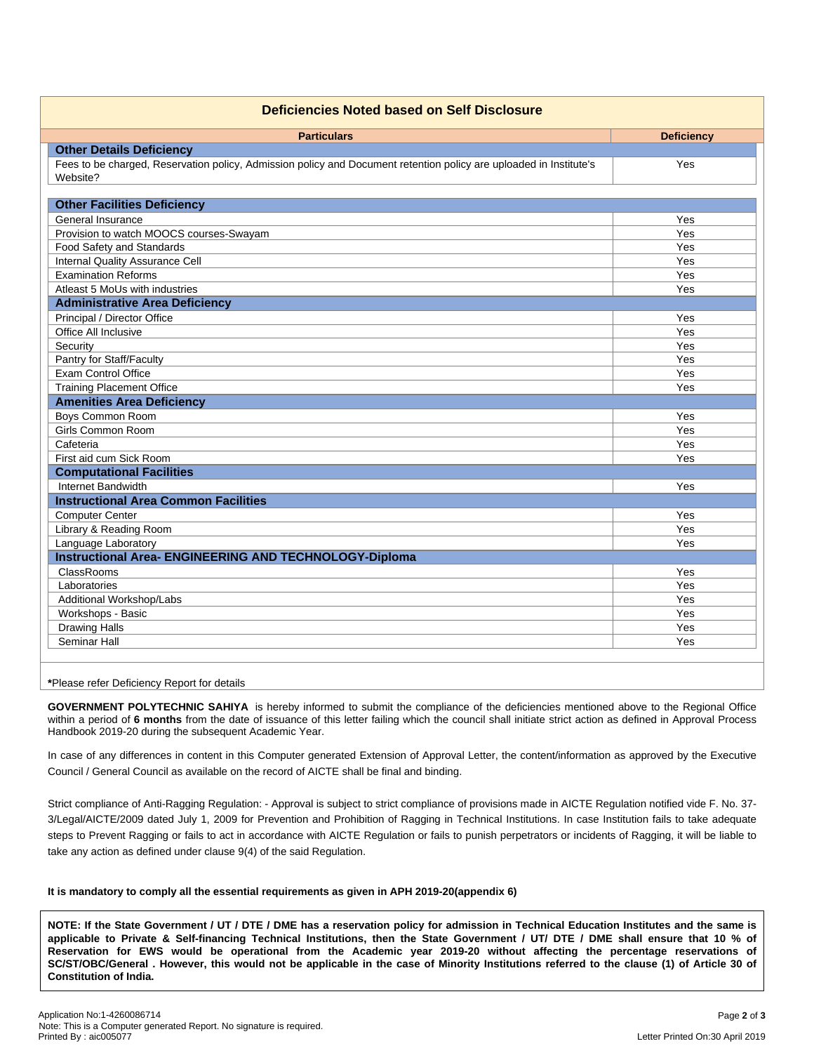## Deficiencies Noted based on Self Disclosure

| Particulars | Deficiency |
|---|---|
| **Other Details Deficiency** | |
| Fees to be charged, Reservation policy, Admission policy and Document retention policy are uploaded in Institute's Website? | Yes |
| **Other Facilities Deficiency** | |
| General Insurance | Yes |
| Provision to watch MOOCS courses-Swayam | Yes |
| Food Safety and Standards | Yes |
| Internal Quality Assurance Cell | Yes |
| Examination Reforms | Yes |
| Atleast 5 MoUs with industries | Yes |
| **Administrative Area Deficiency** | |
| Principal / Director Office | Yes |
| Office All Inclusive | Yes |
| Security | Yes |
| Pantry for Staff/Faculty | Yes |
| Exam Control Office | Yes |
| Training Placement Office | Yes |
| **Amenities Area Deficiency** | |
| Boys Common Room | Yes |
| Girls Common Room | Yes |
| Cafeteria | Yes |
| First aid cum Sick Room | Yes |
| **Computational Facilities** | |
| Internet Bandwidth | Yes |
| **Instructional Area Common Facilities** | |
| Computer Center | Yes |
| Library & Reading Room | Yes |
| Language Laboratory | Yes |
| **Instructional Area- ENGINEERING AND TECHNOLOGY-Diploma** | |
| ClassRooms | Yes |
| Laboratories | Yes |
| Additional Workshop/Labs | Yes |
| Workshops - Basic | Yes |
| Drawing Halls | Yes |
| Seminar Hall | Yes |

**\***Please refer Deficiency Report for details

**GOVERNMENT POLYTECHNIC SAHIYA** is hereby informed to submit the compliance of the deficiencies mentioned above to the Regional Office within a period of **6 months** from the date of issuance of this letter failing which the council shall initiate strict action as defined in Approval Process Handbook 2019-20 during the subsequent Academic Year.

In case of any differences in content in this Computer generated Extension of Approval Letter, the content/information as approved by the Executive Council / General Council as available on the record of AICTE shall be final and binding.

Strict compliance of Anti-Ragging Regulation: - Approval is subject to strict compliance of provisions made in AICTE Regulation notified vide F. No. 37-3/Legal/AICTE/2009 dated July 1, 2009 for Prevention and Prohibition of Ragging in Technical Institutions. In case Institution fails to take adequate steps to Prevent Ragging or fails to act in accordance with AICTE Regulation or fails to punish perpetrators or incidents of Ragging, it will be liable to take any action as defined under clause 9(4) of the said Regulation.

**It is mandatory to comply all the essential requirements as given in APH 2019-20(appendix 6)**

**NOTE: If the State Government / UT / DTE / DME has a reservation policy for admission in Technical Education Institutes and the same is applicable to Private & Self-financing Technical Institutions, then the State Government / UT/ DTE / DME shall ensure that 10 % of Reservation for EWS would be operational from the Academic year 2019-20 without affecting the percentage reservations of SC/ST/OBC/General . However, this would not be applicable in the case of Minority Institutions referred to the clause (1) of Article 30 of Constitution of India.**

Application No:1-4260086714
Note: This is a Computer generated Report. No signature is required.
Printed By : aic005077

Letter Printed On:30 April 2019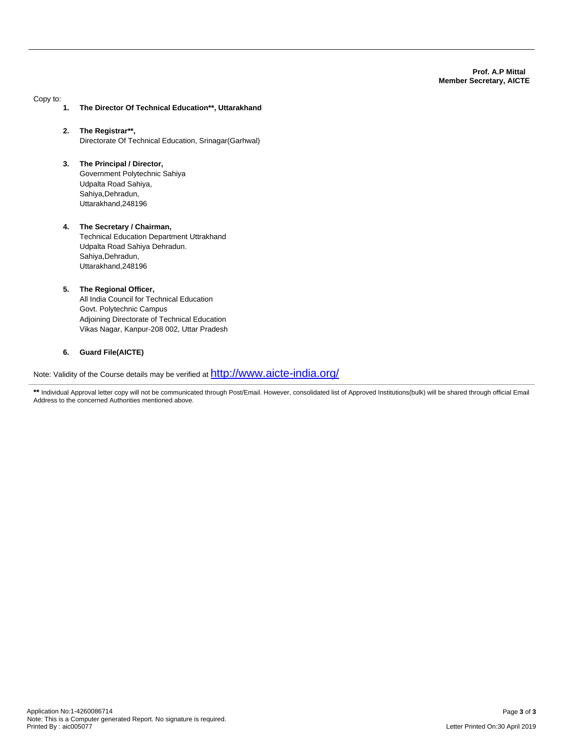**Prof. A.P Mittal**
**Member Secretary, AICTE**

Copy to:

1. **The Director Of Technical Education**, Uttarakhand**

2. **The Registrar**,**
   Directorate Of Technical Education, Srinagar(Garhwal)

3. **The Principal / Director,**
   Government Polytechnic Sahiya
   Udpalta Road Sahiya,
   Sahiya,Dehradun,
   Uttarakhand,248196

4. **The Secretary / Chairman,**
   Technical Education Department Uttrakhand
   Udpalta Road Sahiya Dehradun.
   Sahiya,Dehradun,
   Uttarakhand,248196

5. **The Regional Officer,**
   All India Council for Technical Education
   Govt. Polytechnic Campus
   Adjoining Directorate of Technical Education
   Vikas Nagar, Kanpur-208 002, Uttar Pradesh

6. **Guard File(AICTE)**

Note: Validity of the Course details may be verified at http://www.aicte-india.org/

** Individual Approval letter copy will not be communicated through Post/Email. However, consolidated list of Approved Institutions(bulk) will be shared through official Email Address to the concerned Authorities mentioned above.

Application No:1-4260086714
Note: This is a Computer generated Report. No signature is required.
Printed By : aic005077

Letter Printed On:30 April 2019